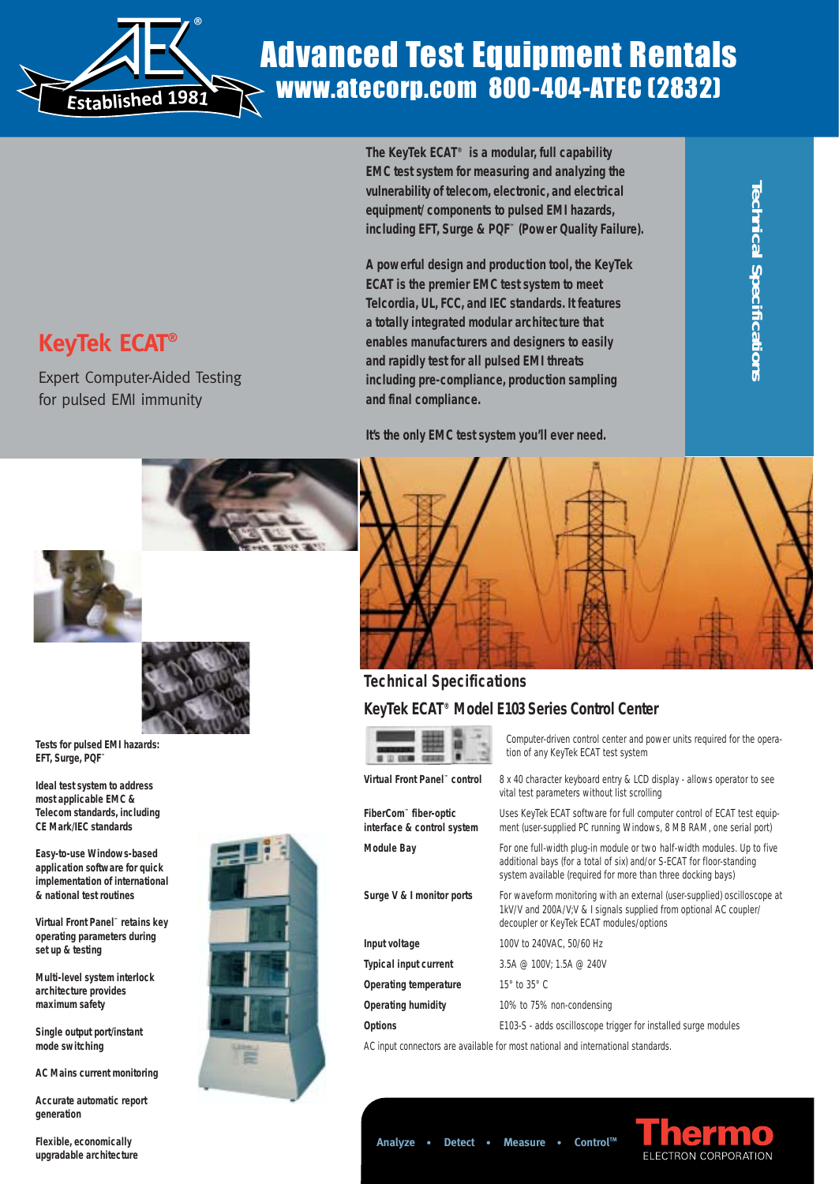# Advanced Test Equipment Rentals
## www.atecorp.com 800-404-ATEC (2832)

Established 1981

# KeyTek ECAT®

Expert Computer-Aided Testing for pulsed EMI immunity

**The KeyTek ECAT® is a modular, full capability EMC test system for measuring and analyzing the vulnerability of telecom, electronic, and electrical equipment/components to pulsed EMI hazards, including EFT, Surge & PQF™ (Power Quality Failure).**

**A powerful design and production tool, the KeyTek ECAT is the premier EMC test system to meet Telcordia, UL, FCC, and IEC standards. It features a totally integrated modular architecture that enables manufacturers and designers to easily and rapidly test for all pulsed EMI threats including pre-compliance, production sampling and final compliance.**

**It's the only EMC test system you'll ever need.**

Technical Specifications

**Tests for pulsed EMI hazards: EFT, Surge, PQF™**

**Ideal test system to address most applicable EMC & Telecom standards, including CE Mark/IEC standards**

**Easy-to-use Windows-based application software for quick implementation of international & national test routines**

**Virtual Front Panel™ retains key operating parameters during set up & testing**

**Multi-level system interlock architecture provides maximum safety**

**Single output port/instant mode switching**

**AC Mains current monitoring**

**Accurate automatic report generation**

**Flexible, economical upgradable architecture**

## Technical Specifications

### KeyTek ECAT® Model E103 Series Control Center

Computer-driven control center and power units required for the operation of any KeyTek ECAT test system

| | |
|---|---|
| **Virtual Front Panel™ control** | 8 x 40 character keyboard entry & LCD display - allows operator to see vital test parameters without list scrolling |
| **FiberCom™ fiber-optic interface & control system** | Uses KeyTek ECAT software for full computer control of ECAT test equipment (user-supplied PC running Windows, 8 MB RAM, one serial port) |
| **Module Bay** | For one full-width plug-in module or two half-width modules. Up to five additional bays (for a total of six) and/or S-ECAT for floor-standing system available (required for more than three docking bays) |
| **Surge V & I monitor ports** | For waveform monitoring with an external (user-supplied) oscilloscope at 1kV/V and 200A/V;V & I signals supplied from optional AC coupler/decoupler or KeyTek ECAT modules/options |
| **Input voltage** | 100V to 240VAC, 50/60 Hz |
| **Typical input current** | 3.5A @ 100V; 1.5A @ 240V |
| **Operating temperature** | 15° to 35° C |
| **Operating humidity** | 10% to 75% non-condensing |
| **Options** | E103-S - adds oscilloscope trigger for installed surge modules |

AC input connectors are available for most national and international standards.

Analyze • Detect • Measure • Control™

Thermo ELECTRON CORPORATION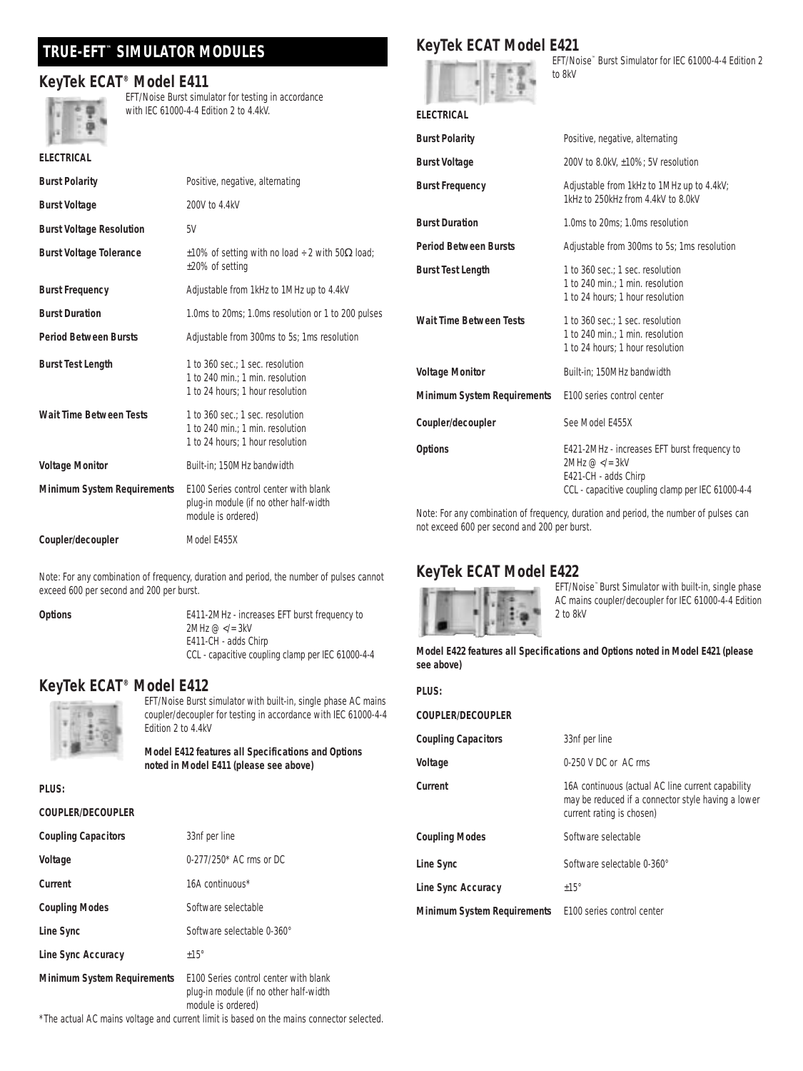# TRUE-EFT™ SIMULATOR MODULES

## KeyTek ECAT® Model E411

EFT/Noise Burst simulator for testing in accordance with IEC 61000-4-4 Edition 2 to 4.4kV.

**ELECTRICAL**

| | |
|---|---|
| **Burst Polarity** | Positive, negative, alternating |
| **Burst Voltage** | 200V to 4.4kV |
| **Burst Voltage Resolution** | 5V |
| **Burst Voltage Tolerance** | ±10% of setting with no load ÷ 2 with 50Ω load; ±20% of setting |
| **Burst Frequency** | Adjustable from 1kHz to 1MHz up to 4.4kV |
| **Burst Duration** | 1.0ms to 20ms; 1.0ms resolution or 1 to 200 pulses |
| **Period Between Bursts** | Adjustable from 300ms to 5s; 1ms resolution |
| **Burst Test Length** | 1 to 360 sec.; 1 sec. resolution<br>1 to 240 min.; 1 min. resolution<br>1 to 24 hours; 1 hour resolution |
| **Wait Time Between Tests** | 1 to 360 sec.; 1 sec. resolution<br>1 to 240 min.; 1 min. resolution<br>1 to 24 hours; 1 hour resolution |
| **Voltage Monitor** | Built-in; 150MHz bandwidth |
| **Minimum System Requirements** | E100 Series control center with blank plug-in module (if no other half-width module is ordered) |
| **Coupler/decoupler** | Model E455X |

Note: For any combination of frequency, duration and period, the number of pulses cannot exceed 600 per second and 200 per burst.

| | |
|---|---|
| **Options** | E411-2MHz - increases EFT burst frequency to 2MHz @ </= 3kV<br>E411-CH - adds Chirp<br>CCL - capacitive coupling clamp per IEC 61000-4-4 |

## KeyTek ECAT® Model E412

EFT/Noise Burst simulator with built-in, single phase AC mains coupler/decoupler for testing in accordance with IEC 61000-4-4 Edition 2 to 4.4kV

**Model E412 features all Specifications and Options noted in Model E411 (please see above)**

**PLUS:**

**COUPLER/DECOUPLER**

| | |
|---|---|
| **Coupling Capacitors** | 33nf per line |
| **Voltage** | 0-277/250* AC rms or DC |
| **Current** | 16A continuous* |
| **Coupling Modes** | Software selectable |
| **Line Sync** | Software selectable 0-360° |
| **Line Sync Accuracy** | ±15° |
| **Minimum System Requirements** | E100 Series control center with blank plug-in module (if no other half-width module is ordered) |

*The actual AC mains voltage and current limit is based on the mains connector selected.

## KeyTek ECAT Model E421

EFT/Noise™ Burst Simulator for IEC 61000-4-4 Edition 2 to 8kV

**ELECTRICAL**

| | |
|---|---|
| **Burst Polarity** | Positive, negative, alternating |
| **Burst Voltage** | 200V to 8.0kV, ±10%; 5V resolution |
| **Burst Frequency** | Adjustable from 1kHz to 1MHz up to 4.4kV; 1kHz to 250kHz from 4.4kV to 8.0kV |
| **Burst Duration** | 1.0ms to 20ms; 1.0ms resolution |
| **Period Between Bursts** | Adjustable from 300ms to 5s; 1ms resolution |
| **Burst Test Length** | 1 to 360 sec.; 1 sec. resolution<br>1 to 240 min.; 1 min. resolution<br>1 to 24 hours; 1 hour resolution |
| **Wait Time Between Tests** | 1 to 360 sec.; 1 sec. resolution<br>1 to 240 min.; 1 min. resolution<br>1 to 24 hours; 1 hour resolution |
| **Voltage Monitor** | Built-in; 150MHz bandwidth |
| **Minimum System Requirements** | E100 series control center |
| **Coupler/decoupler** | See Model E455X |
| **Options** | E421-2MHz - increases EFT burst frequency to 2MHz @ </= 3kV<br>E421-CH - adds Chirp<br>CCL - capacitive coupling clamp per IEC 61000-4-4 |

Note: For any combination of frequency, duration and period, the number of pulses can not exceed 600 per second and 200 per burst.

## KeyTek ECAT Model E422

EFT/Noise™ Burst Simulator with built-in, single phase AC mains coupler/decoupler for IEC 61000-4-4 Edition 2 to 8kV

**Model E422 features all Specifications and Options noted in Model E421 (please see above)**

**PLUS:**

**COUPLER/DECOUPLER**

| | |
|---|---|
| **Coupling Capacitors** | 33nf per line |
| **Voltage** | 0-250 V DC or AC rms |
| **Current** | 16A continuous (actual AC line current capability may be reduced if a connector style having a lower current rating is chosen) |
| **Coupling Modes** | Software selectable |
| **Line Sync** | Software selectable 0-360° |
| **Line Sync Accuracy** | ±15° |
| **Minimum System Requirements** | E100 series control center |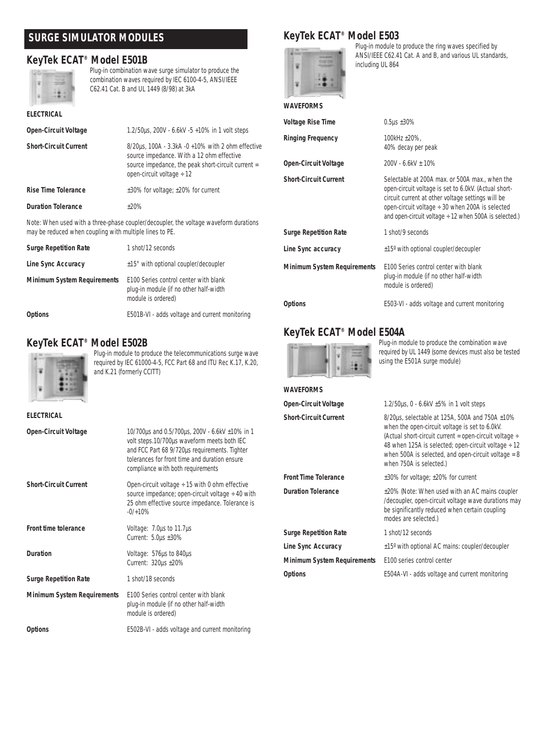## SURGE SIMULATOR MODULES

### KeyTek ECAT® Model E501B

Plug-in combination wave surge simulator to produce the combination waves required by IEC 6100-4-5, ANSI/IEEE C62.41 Cat. B and UL 1449 (8/98) at 3kA

**ELECTRICAL**

| | |
|---|---|
| **Open-Circuit Voltage** | 1.2/50µs, 200V - 6.6kV -5 +10% in 1 volt steps |
| **Short-Circuit Current** | 8/20µs, 100A - 3.3kA -0 +10% with 2 ohm effective source impedance. With a 12 ohm effective source impedance, the peak short-circuit current = open-circuit voltage ÷ 12 |
| **Rise Time Tolerance** | ±30% for voltage; ±20% for current |
| **Duration Tolerance** | ±20% |

Note: When used with a three-phase coupler/decoupler, the voltage waveform durations may be reduced when coupling with multiple lines to PE.

| | |
|---|---|
| **Surge Repetition Rate** | 1 shot/12 seconds |
| **Line Sync Accuracy** | ±15° with optional coupler/decoupler |
| **Minimum System Requirements** | E100 Series control center with blank plug-in module (if no other half-width module is ordered) |
| **Options** | E501B-VI - adds voltage and current monitoring |

### KeyTek ECAT® Model E502B

Plug-in module to produce the telecommunications surge wave required by IEC 61000-4-5, FCC Part 68 and ITU Rec K.17, K.20, and K.21 (formerly CCITT)

**ELECTRICAL**

| | |
|---|---|
| **Open-Circuit Voltage** | 10/700µs and 0.5/700µs, 200V - 6.6kV ±10% in 1 volt steps.10/700µs waveform meets both IEC and FCC Part 68 9/720µs requirements. Tighter tolerances for front time and duration ensure compliance with both requirements |
| **Short-Circuit Current** | Open-circuit voltage ÷ 15 with 0 ohm effective source impedance; open-circuit voltage ÷ 40 with 25 ohm effective source impedance. Tolerance is -0/+10% |
| **Front time tolerance** | Voltage: 7.0µs to 11.7µs<br>Current: 5.0µs ±30% |
| **Duration** | Voltage: 576µs to 840µs<br>Current: 320µs ±20% |
| **Surge Repetition Rate** | 1 shot/18 seconds |
| **Minimum System Requirements** | E100 Series control center with blank plug-in module (if no other half-width module is ordered) |
| **Options** | E502B-VI - adds voltage and current monitoring |

### KeyTek ECAT® Model E503

Plug-in module to produce the ring waves specified by ANSI/IEEE C62.41 Cat. A and B, and various UL standards, including UL 864

**WAVEFORMS**

| | |
|---|---|
| **Voltage Rise Time** | 0.5µs ±30% |
| **Ringing Frequency** | 100kHz ±20%,<br>40% decay per peak |
| **Open-Circuit Voltage** | 200V - 6.6kV ± 10% |
| **Short-Circuit Current** | Selectable at 200A max. or 500A max., when the open-circuit voltage is set to 6.0kV. (Actual short-circuit current at other voltage settings will be open-circuit voltage ÷ 30 when 200A is selected and open-circuit voltage ÷ 12 when 500A is selected.) |
| **Surge Repetition Rate** | 1 shot/9 seconds |
| **Line Sync accuracy** | ±15º with optional coupler/decoupler |
| **Minimum System Requirements** | E100 Series control center with blank plug-in module (if no other half-width module is ordered) |
| **Options** | E503-VI - adds voltage and current monitoring |

### KeyTek ECAT® Model E504A

Plug-in module to produce the combination wave required by UL 1449 (some devices must also be tested using the E501A surge module)

**WAVEFORMS**

| | |
|---|---|
| **Open-Circuit Voltage** | 1.2/50µs, 0 - 6.6kV ±5% in 1 volt steps |
| **Short-Circuit Current** | 8/20µs, selectable at 125A, 500A and 750A ±10% when the open-circuit voltage is set to 6.0kV. (Actual short-circuit current = open-circuit voltage ÷ 48 when 125A is selected; open-circuit voltage ÷ 12 when 500A is selected, and open-circuit voltage = 8 when 750A is selected.) |
| **Front Time Tolerance** | ±30% for voltage; ±20% for current |
| **Duration Tolerance** | ±20% (Note: When used with an AC mains coupler /decoupler, open-circuit voltage wave durations may be significantly reduced when certain coupling modes are selected.) |
| **Surge Repetition Rate** | 1 shot/12 seconds |
| **Line Sync Accuracy** | ±15º with optional AC mains: coupler/decoupler |
| **Minimum System Requirements** | E100 series control center |
| **Options** | E504A-VI - adds voltage and current monitoring |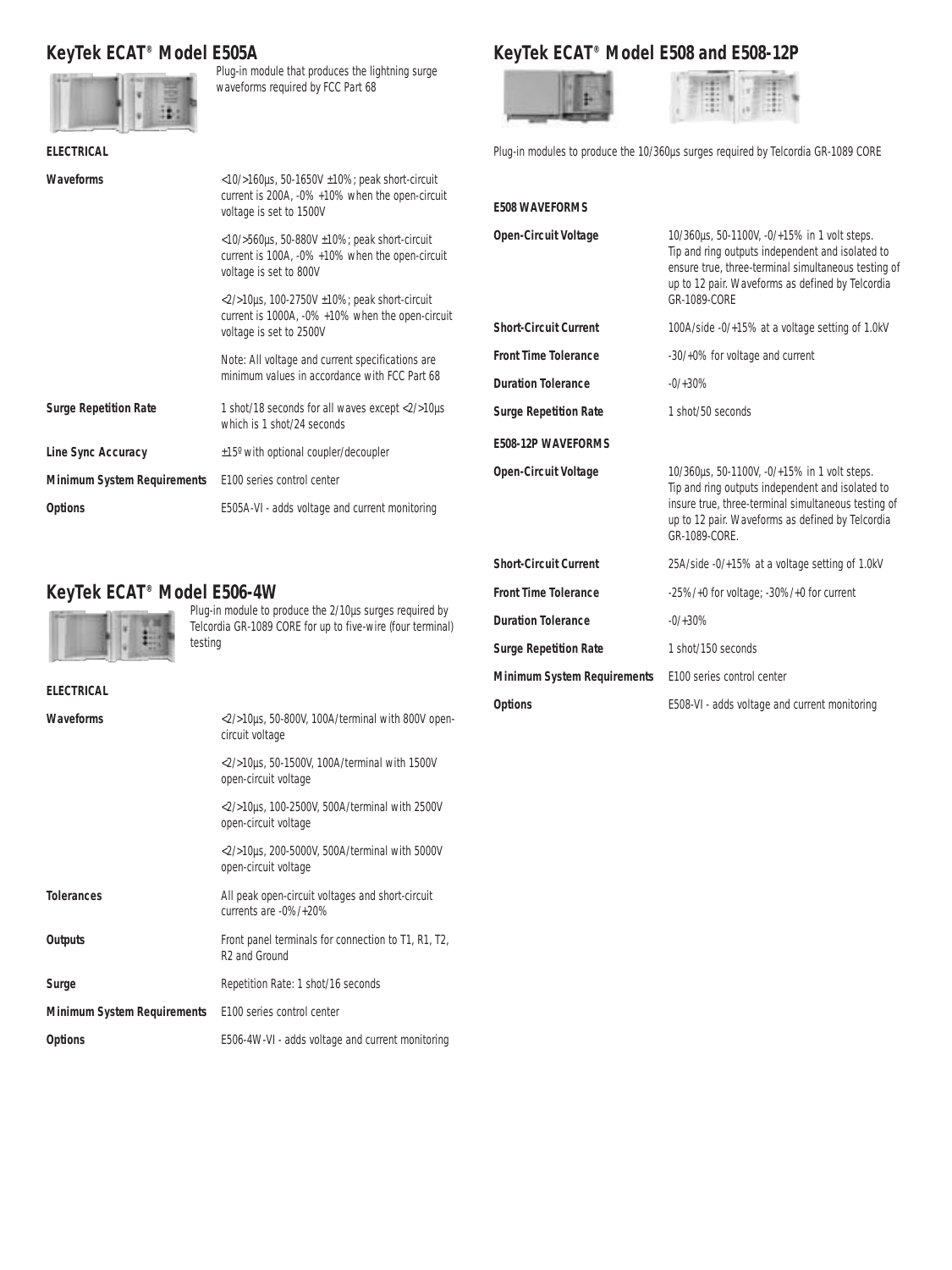## KeyTek ECAT® Model E505A

Plug-in module that produces the lightning surge waveforms required by FCC Part 68

**ELECTRICAL**

| | |
|---|---|
| **Waveforms** | <10/>160µs, 50-1650V ±10%; peak short-circuit current is 200A, -0% +10% when the open-circuit voltage is set to 1500V |
| | <10/>560µs, 50-880V ±10%; peak short-circuit current is 100A, -0% +10% when the open-circuit voltage is set to 800V |
| | <2/>10µs, 100-2750V ±10%; peak short-circuit current is 1000A, -0% +10% when the open-circuit voltage is set to 2500V |
| | Note: All voltage and current specifications are minimum values in accordance with FCC Part 68 |
| **Surge Repetition Rate** | 1 shot/18 seconds for all waves except <2/>10µs which is 1 shot/24 seconds |
| **Line Sync Accuracy** | ±15º with optional coupler/decoupler |
| **Minimum System Requirements** | E100 series control center |
| **Options** | E505A-VI - adds voltage and current monitoring |

## KeyTek ECAT® Model E506-4W

Plug-in module to produce the 2/10µs surges required by Telcordia GR-1089 CORE for up to five-wire (four terminal) testing

**ELECTRICAL**

| | |
|---|---|
| **Waveforms** | <2/>10µs, 50-800V, 100A/terminal with 800V open-circuit voltage |
| | <2/>10µs, 50-1500V, 100A/terminal with 1500V open-circuit voltage |
| | <2/>10µs, 100-2500V, 500A/terminal with 2500V open-circuit voltage |
| | <2/>10µs, 200-5000V, 500A/terminal with 5000V open-circuit voltage |
| **Tolerances** | All peak open-circuit voltages and short-circuit currents are -0%/+20% |
| **Outputs** | Front panel terminals for connection to T1, R1, T2, R2 and Ground |
| **Surge** | Repetition Rate: 1 shot/16 seconds |
| **Minimum System Requirements** | E100 series control center |
| **Options** | E506-4W-VI - adds voltage and current monitoring |

## KeyTek ECAT® Model E508 and E508-12P

Plug-in modules to produce the 10/360µs surges required by Telcordia GR-1089 CORE

| | |
|---|---|
| **E508 WAVEFORMS** | |
| **Open-Circuit Voltage** | 10/360µs, 50-1100V, -0/+15% in 1 volt steps. Tip and ring outputs independent and isolated to ensure true, three-terminal simultaneous testing of up to 12 pair. Waveforms as defined by Telcordia GR-1089-CORE |
| **Short-Circuit Current** | 100A/side -0/+15% at a voltage setting of 1.0kV |
| **Front Time Tolerance** | -30/+0% for voltage and current |
| **Duration Tolerance** | -0/+30% |
| **Surge Repetition Rate** | 1 shot/50 seconds |
| **E508-12P WAVEFORMS** | |
| **Open-Circuit Voltage** | 10/360µs, 50-1100V, -0/+15% in 1 volt steps. Tip and ring outputs independent and isolated to insure true, three-terminal simultaneous testing of up to 12 pair. Waveforms as defined by Telcordia GR-1089-CORE. |
| **Short-Circuit Current** | 25A/side -0/+15% at a voltage setting of 1.0kV |
| **Front Time Tolerance** | -25%/+0 for voltage; -30%/+0 for current |
| **Duration Tolerance** | -0/+30% |
| **Surge Repetition Rate** | 1 shot/150 seconds |
| **Minimum System Requirements** | E100 series control center |
| **Options** | E508-VI - adds voltage and current monitoring |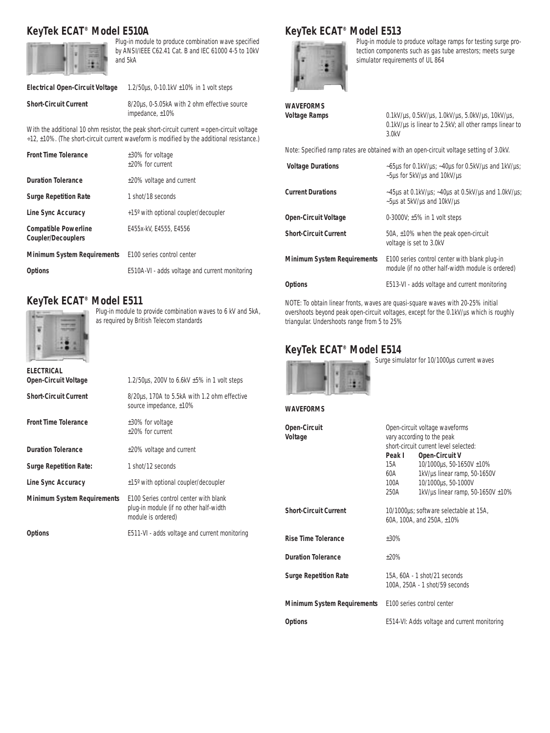## KeyTek ECAT® Model E510A

Plug-in module to produce combination wave specified by ANSI/IEEE C62.41 Cat. B and IEC 61000 4-5 to 10kV and 5kA

| | |
|---|---|
| **Electrical Open-Circuit Voltage** | 1.2/50µs, 0-10.1kV ±10% in 1 volt steps |
| **Short-Circuit Current** | 8/20µs, 0-5.05kA with 2 ohm effective source impedance, ±10% |

With the additional 10 ohm resistor, the peak short-circuit current = open-circuit voltage ÷12, ±10%. (The short-circuit current waveform is modified by the additional resistance.)

| | |
|---|---|
| **Front Time Tolerance** | ±30% for voltage<br>±20% for current |
| **Duration Tolerance** | ±20% voltage and current |
| **Surge Repetition Rate** | 1 shot/18 seconds |
| **Line Sync Accuracy** | +15º with optional coupler/decoupler |
| **Compatible Powerline Coupler/Decouplers** | E455x-kV, E4555, E4556 |
| **Minimum System Requirements** | E100 series control center |
| **Options** | E510A-VI - adds voltage and current monitoring |

## KeyTek ECAT® Model E511

Plug-in module to provide combination waves to 6 kV and 5kA, as required by British Telecom standards

**ELECTRICAL**

| | |
|---|---|
| **Open-Circuit Voltage** | 1.2/50µs, 200V to 6.6kV ±5% in 1 volt steps |
| **Short-Circuit Current** | 8/20µs, 170A to 5.5kA with 1.2 ohm effective source impedance, ±10% |
| **Front Time Tolerance** | ±30% for voltage<br>±20% for current |
| **Duration Tolerance** | ±20% voltage and current |
| **Surge Repetition Rate:** | 1 shot/12 seconds |
| **Line Sync Accuracy** | ±15º with optional coupler/decoupler |
| **Minimum System Requirements** | E100 Series control center with blank plug-in module (if no other half-width module is ordered) |
| **Options** | E511-VI - adds voltage and current monitoring |

## KeyTek ECAT® Model E513

Plug-in module to produce voltage ramps for testing surge protection components such as gas tube arrestors; meets surge simulator requirements of UL 864

**WAVEFORMS**

| | |
|---|---|
| **Voltage Ramps** | 0.1kV/µs, 0.5kV/µs, 1.0kV/µs, 5.0kV/µs, 10kV/µs, 0.1kV/µs is linear to 2.5kV; all other ramps linear to 3.0kV |

Note: Specified ramp rates are obtained with an open-circuit voltage setting of 3.0kV.

| | |
|---|---|
| **Voltage Durations** | ~65µs for 0.1kV/µs; ~40µs for 0.5kV/µs and 1kV/µs; ~5µs for 5kV/µs and 10kV/µs |
| **Current Durations** | ~45µs at 0.1kV/µs; ~40µs at 0.5kV/µs and 1.0kV/µs; ~5µs at 5kV/µs and 10kV/µs |
| **Open-Circuit Voltage** | 0-3000V; ±5% in 1 volt steps |
| **Short-Circuit Current** | 50A, ±10% when the peak open-circuit voltage is set to 3.0kV |
| **Minimum System Requirements** | E100 series control center with blank plug-in module (if no other half-width module is ordered) |
| **Options** | E513-VI - adds voltage and current monitoring |

NOTE: To obtain linear fronts, waves are quasi-square waves with 20-25% initial overshoots beyond peak open-circuit voltages, except for the 0.1kV/µs which is roughly triangular. Undershoots range from 5 to 25%

## KeyTek ECAT® Model E514

Surge simulator for 10/1000µs current waves

**WAVEFORMS**

**Open-Circuit Voltage**

Open-circuit voltage waveforms vary according to the peak short-circuit current level selected:

| Peak I | Open-Circuit V |
|---|---|
| 15A | 10/1000µs, 50-1650V ±10% |
| 60A | 1kV/µs linear ramp, 50-1650V |
| 100A | 10/1000µs, 50-1000V |
| 250A | 1kV/µs linear ramp, 50-1650V ±10% |

| | |
|---|---|
| **Short-Circuit Current** | 10/1000µs; software selectable at 15A, 60A, 100A, and 250A, ±10% |
| **Rise Time Tolerance** | ±30% |
| **Duration Tolerance** | ±20% |
| **Surge Repetition Rate** | 15A, 60A - 1 shot/21 seconds<br>100A, 250A - 1 shot/59 seconds |
| **Minimum System Requirements** | E100 series control center |
| **Options** | E514-VI: Adds voltage and current monitoring |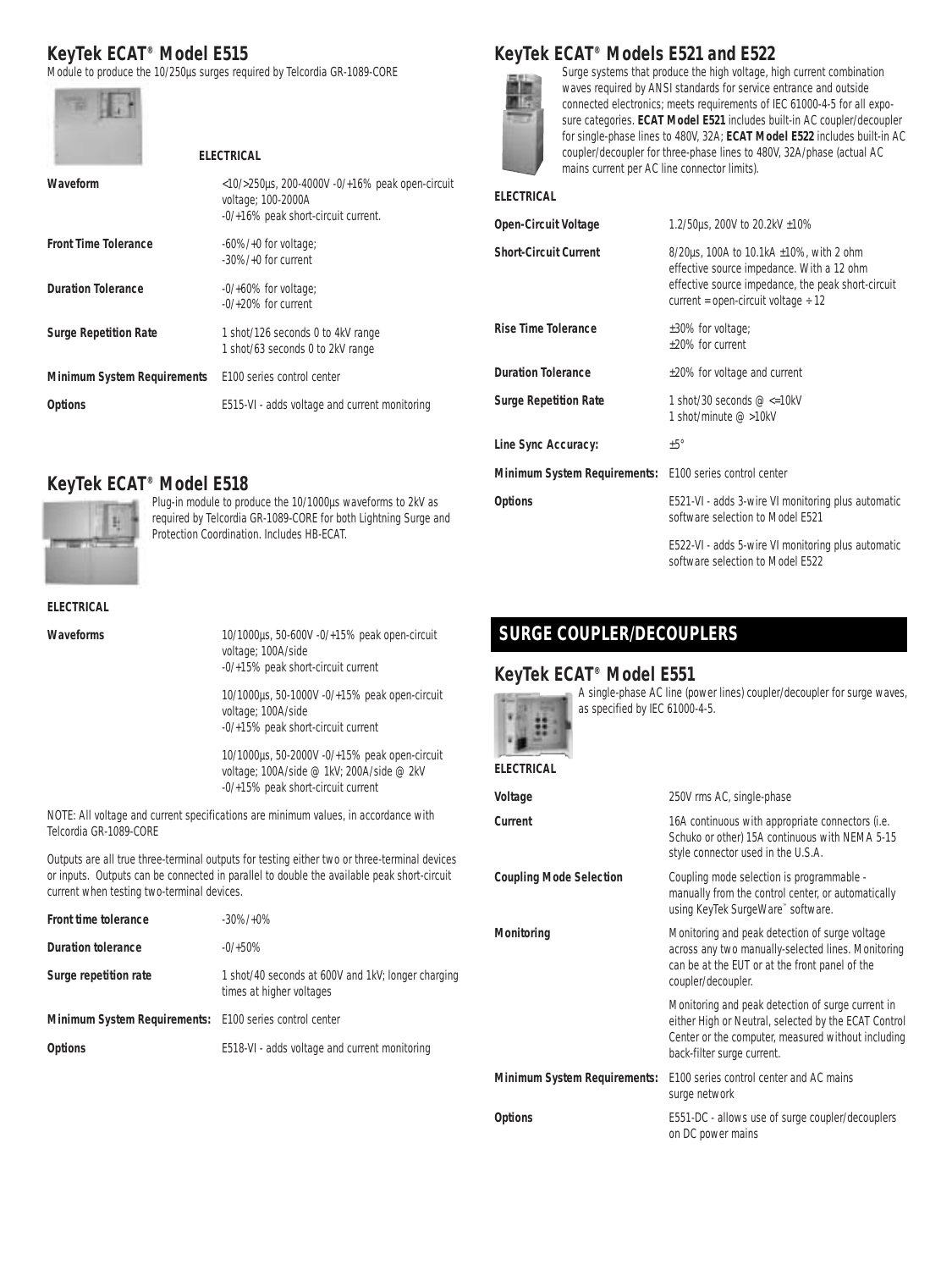## KeyTek ECAT® Model E515

Module to produce the 10/250µs surges required by Telcordia GR-1089-CORE

**ELECTRICAL**

| | |
|---|---|
| **Waveform** | <10/>250µs, 200-4000V -0/+16% peak open-circuit voltage; 100-2000A -0/+16% peak short-circuit current. |
| **Front Time Tolerance** | -60%/+0 for voltage; -30%/+0 for current |
| **Duration Tolerance** | -0/+60% for voltage; -0/+20% for current |
| **Surge Repetition Rate** | 1 shot/126 seconds 0 to 4kV range<br>1 shot/63 seconds 0 to 2kV range |
| **Minimum System Requirements** | E100 series control center |
| **Options** | E515-VI - adds voltage and current monitoring |

## KeyTek ECAT® Model E518

Plug-in module to produce the 10/1000µs waveforms to 2kV as required by Telcordia GR-1089-CORE for both Lightning Surge and Protection Coordination. Includes HB-ECAT.

**ELECTRICAL**

| | |
|---|---|
| **Waveforms** | 10/1000µs, 50-600V -0/+15% peak open-circuit voltage; 100A/side -0/+15% peak short-circuit current<br><br>10/1000µs, 50-1000V -0/+15% peak open-circuit voltage; 100A/side -0/+15% peak short-circuit current<br><br>10/1000µs, 50-2000V -0/+15% peak open-circuit voltage; 100A/side @ 1kV; 200A/side @ 2kV -0/+15% peak short-circuit current |

NOTE: All voltage and current specifications are minimum values, in accordance with Telcordia GR-1089-CORE

Outputs are all true three-terminal outputs for testing either two or three-terminal devices or inputs. Outputs can be connected in parallel to double the available peak short-circuit current when testing two-terminal devices.

| | |
|---|---|
| **Front time tolerance** | -30%/+0% |
| **Duration tolerance** | -0/+50% |
| **Surge repetition rate** | 1 shot/40 seconds at 600V and 1kV; longer charging times at higher voltages |
| **Minimum System Requirements:** | E100 series control center |
| **Options** | E518-VI - adds voltage and current monitoring |

## KeyTek ECAT® Models E521 and E522

Surge systems that produce the high voltage, high current combination waves required by ANSI standards for service entrance and outside connected electronics; meets requirements of IEC 61000-4-5 for all exposure categories. **ECAT Model E521** includes built-in AC coupler/decoupler for single-phase lines to 480V, 32A; **ECAT Model E522** includes built-in AC coupler/decoupler for three-phase lines to 480V, 32A/phase (actual AC mains current per AC line connector limits).

**ELECTRICAL**

| | |
|---|---|
| **Open-Circuit Voltage** | 1.2/50µs, 200V to 20.2kV ±10% |
| **Short-Circuit Current** | 8/20µs, 100A to 10.1kA ±10%, with 2 ohm effective source impedance. With a 12 ohm effective source impedance, the peak short-circuit current = open-circuit voltage ÷ 12 |
| **Rise Time Tolerance** | ±30% for voltage; ±20% for current |
| **Duration Tolerance** | ±20% for voltage and current |
| **Surge Repetition Rate** | 1 shot/30 seconds @ <=10kV<br>1 shot/minute @ >10kV |
| **Line Sync Accuracy:** | ±5° |
| **Minimum System Requirements:** | E100 series control center |
| **Options** | E521-VI - adds 3-wire VI monitoring plus automatic software selection to Model E521<br><br>E522-VI - adds 5-wire VI monitoring plus automatic software selection to Model E522 |

# SURGE COUPLER/DECOUPLERS

## KeyTek ECAT® Model E551

A single-phase AC line (power lines) coupler/decoupler for surge waves, as specified by IEC 61000-4-5.

**ELECTRICAL**

| | |
|---|---|
| **Voltage** | 250V rms AC, single-phase |
| **Current** | 16A continuous with appropriate connectors (i.e. Schuko or other) 15A continuous with NEMA 5-15 style connector used in the U.S.A. |
| **Coupling Mode Selection** | Coupling mode selection is programmable - manually from the control center, or automatically using KeyTek SurgeWare™ software. |
| **Monitoring** | Monitoring and peak detection of surge voltage across any two manually-selected lines. Monitoring can be at the EUT or at the front panel of the coupler/decoupler.<br><br>Monitoring and peak detection of surge current in either High or Neutral, selected by the ECAT Control Center or the computer, measured without including back-filter surge current. |
| **Minimum System Requirements:** | E100 series control center and AC mains surge network |
| **Options** | E551-DC - allows use of surge coupler/decouplers on DC power mains |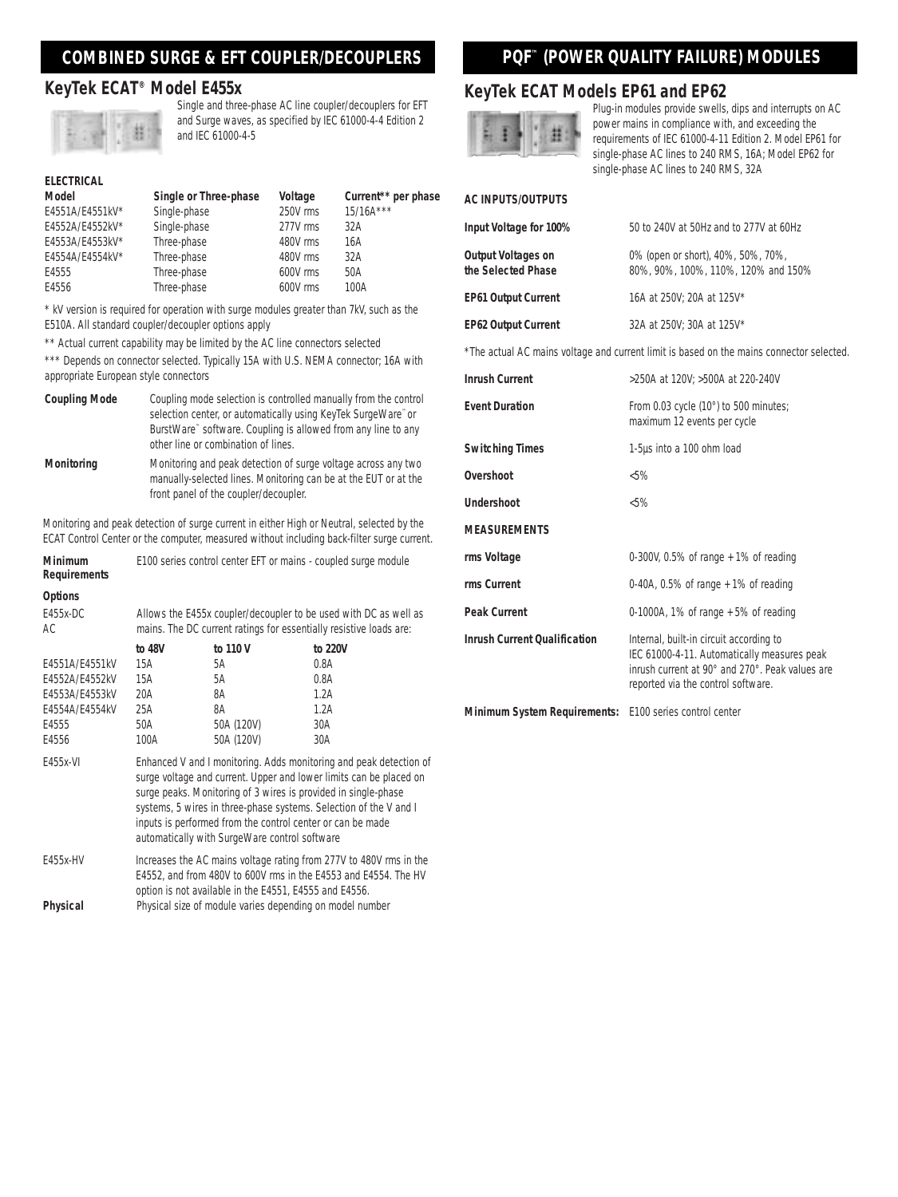## COMBINED SURGE & EFT COUPLER/DECOUPLERS

### KeyTek ECAT® Model E455x

Single and three-phase AC line coupler/decouplers for EFT and Surge waves, as specified by IEC 61000-4-4 Edition 2 and IEC 61000-4-5

**ELECTRICAL**

| Model | Single or Three-phase | Voltage | Current** per phase |
|---|---|---|---|
| E4551A/E4551kV* | Single-phase | 250V rms | 15/16A*** |
| E4552A/E4552kV* | Single-phase | 277V rms | 32A |
| E4553A/E4553kV* | Three-phase | 480V rms | 16A |
| E4554A/E4554kV* | Three-phase | 480V rms | 32A |
| E4555 | Three-phase | 600V rms | 50A |
| E4556 | Three-phase | 600V rms | 100A |

* kV version is required for operation with surge modules greater than 7kV, such as the E510A. All standard coupler/decoupler options apply

** Actual current capability may be limited by the AC line connectors selected

*** Depends on connector selected. Typically 15A with U.S. NEMA connector; 16A with appropriate European style connectors

**Coupling Mode** — Coupling mode selection is controlled manually from the control selection center, or automatically using KeyTek SurgeWare™ or BurstWare™ software. Coupling is allowed from any line to any other line or combination of lines.

**Monitoring** — Monitoring and peak detection of surge voltage across any two manually-selected lines. Monitoring can be at the EUT or at the front panel of the coupler/decoupler.

Monitoring and peak detection of surge current in either High or Neutral, selected by the ECAT Control Center or the computer, measured without including back-filter surge current.

**Minimum Requirements** — E100 series control center EFT or mains - coupled surge module

**Options**

E455x-DC AC — Allows the E455x coupler/decoupler to be used with DC as well as mains. The DC current ratings for essentially resistive loads are:

| | to 48V | to 110 V | to 220V |
|---|---|---|---|
| E4551A/E4551kV | 15A | 5A | 0.8A |
| E4552A/E4552kV | 15A | 5A | 0.8A |
| E4553A/E4553kV | 20A | 8A | 1.2A |
| E4554A/E4554kV | 25A | 8A | 1.2A |
| E4555 | 50A | 50A (120V) | 30A |
| E4556 | 100A | 50A (120V) | 30A |

E455x-VI — Enhanced V and I monitoring. Adds monitoring and peak detection of surge voltage and current. Upper and lower limits can be placed on surge peaks. Monitoring of 3 wires is provided in single-phase systems, 5 wires in three-phase systems. Selection of the V and I inputs is performed from the control center or can be made automatically with SurgeWare control software

E455x-HV — Increases the AC mains voltage rating from 277V to 480V rms in the E4552, and from 480V to 600V rms in the E4553 and E4554. The HV option is not available in the E4551, E4555 and E4556.

**Physical** — Physical size of module varies depending on model number

## PQF™ (POWER QUALITY FAILURE) MODULES

### KeyTek ECAT Models EP61 and EP62

Plug-in modules provide swells, dips and interrupts on AC power mains in compliance with, and exceeding the requirements of IEC 61000-4-11 Edition 2. Model EP61 for single-phase AC lines to 240 RMS, 16A; Model EP62 for single-phase AC lines to 240 RMS, 32A

**AC INPUTS/OUTPUTS**

| | |
|---|---|
| **Input Voltage for 100%** | 50 to 240V at 50Hz and to 277V at 60Hz |
| **Output Voltages on the Selected Phase** | 0% (open or short), 40%, 50%, 70%, 80%, 90%, 100%, 110%, 120% and 150% |
| **EP61 Output Current** | 16A at 250V; 20A at 125V* |
| **EP62 Output Current** | 32A at 250V; 30A at 125V* |

*The actual AC mains voltage and current limit is based on the mains connector selected.

| | |
|---|---|
| **Inrush Current** | >250A at 120V; >500A at 220-240V |
| **Event Duration** | From 0.03 cycle (10°) to 500 minutes; maximum 12 events per cycle |
| **Switching Times** | 1-5µs into a 100 ohm load |
| **Overshoot** | <5% |
| **Undershoot** | <5% |

**MEASUREMENTS**

| | |
|---|---|
| **rms Voltage** | 0-300V, 0.5% of range + 1% of reading |
| **rms Current** | 0-40A, 0.5% of range + 1% of reading |
| **Peak Current** | 0-1000A, 1% of range + 5% of reading |
| **Inrush Current Qualification** | Internal, built-in circuit according to IEC 61000-4-11. Automatically measures peak inrush current at 90° and 270°. Peak values are reported via the control software. |
| **Minimum System Requirements:** | E100 series control center |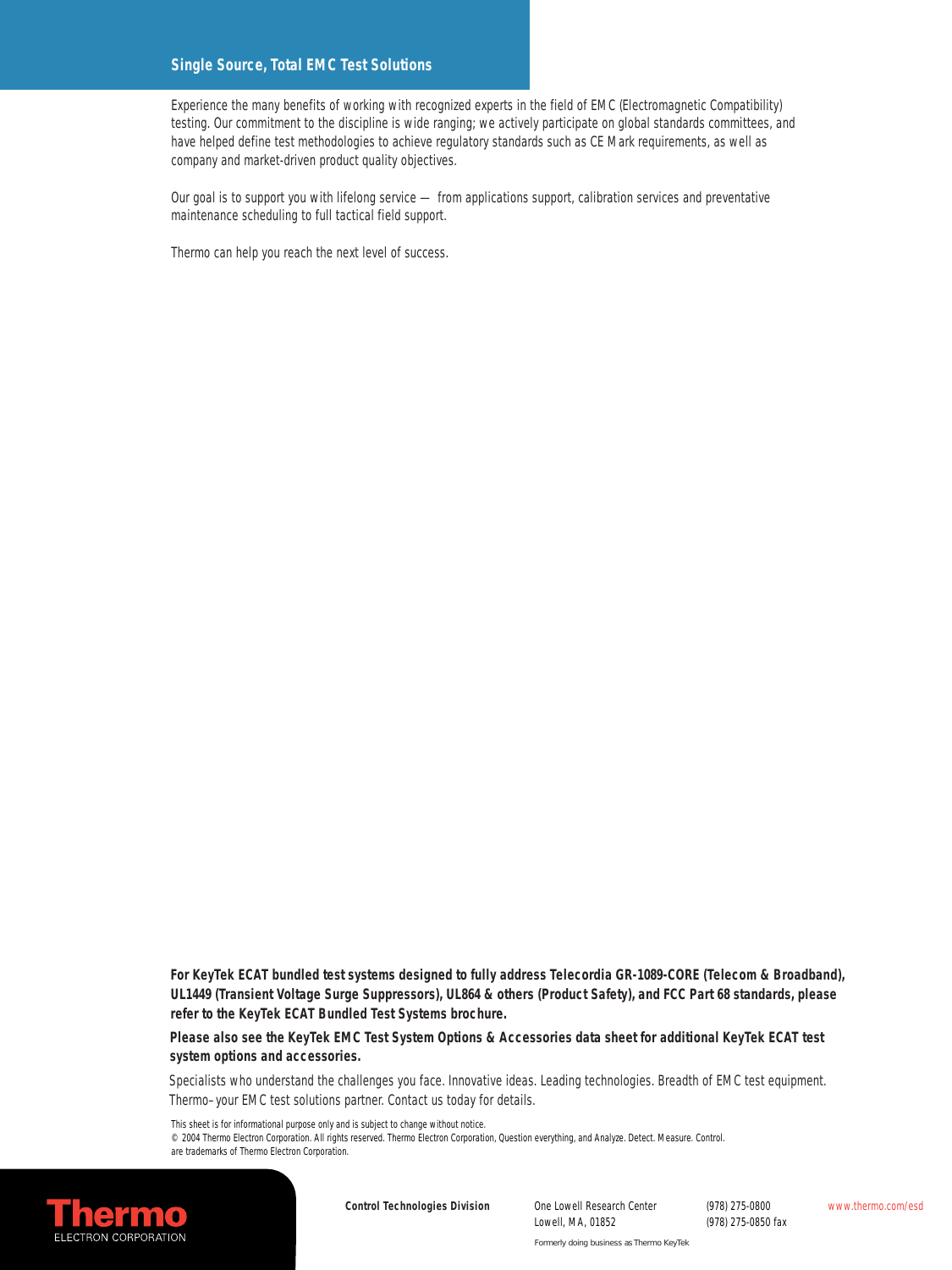## Single Source, Total EMC Test Solutions

Experience the many benefits of working with recognized experts in the field of EMC (Electromagnetic Compatibility) testing. Our commitment to the discipline is wide ranging; we actively participate on global standards committees, and have helped define test methodologies to achieve regulatory standards such as CE Mark requirements, as well as company and market-driven product quality objectives.

Our goal is to support you with lifelong service — from applications support, calibration services and preventative maintenance scheduling to full tactical field support.

Thermo can help you reach the next level of success.

**For KeyTek ECAT bundled test systems designed to fully address Telecordia GR-1089-CORE (Telecom & Broadband), UL1449 (Transient Voltage Surge Suppressors), UL864 & others (Product Safety), and FCC Part 68 standards, please refer to the KeyTek ECAT Bundled Test Systems brochure.**

**Please also see the KeyTek EMC Test System Options & Accessories data sheet for additional KeyTek ECAT test system options and accessories.**

Specialists who understand the challenges you face. Innovative ideas. Leading technologies. Breadth of EMC test equipment. Thermo–your EMC test solutions partner. Contact us today for details.

This sheet is for informational purpose only and is subject to change without notice.
© 2004 Thermo Electron Corporation. All rights reserved. Thermo Electron Corporation, Question everything, and Analyze. Detect. Measure. Control. are trademarks of Thermo Electron Corporation.

Thermo ELECTRON CORPORATION

**Control Technologies Division**

One Lowell Research Center
Lowell, MA, 01852

(978) 275-0800
(978) 275-0850 fax

www.thermo.com/esd

Formerly doing business as Thermo KeyTek